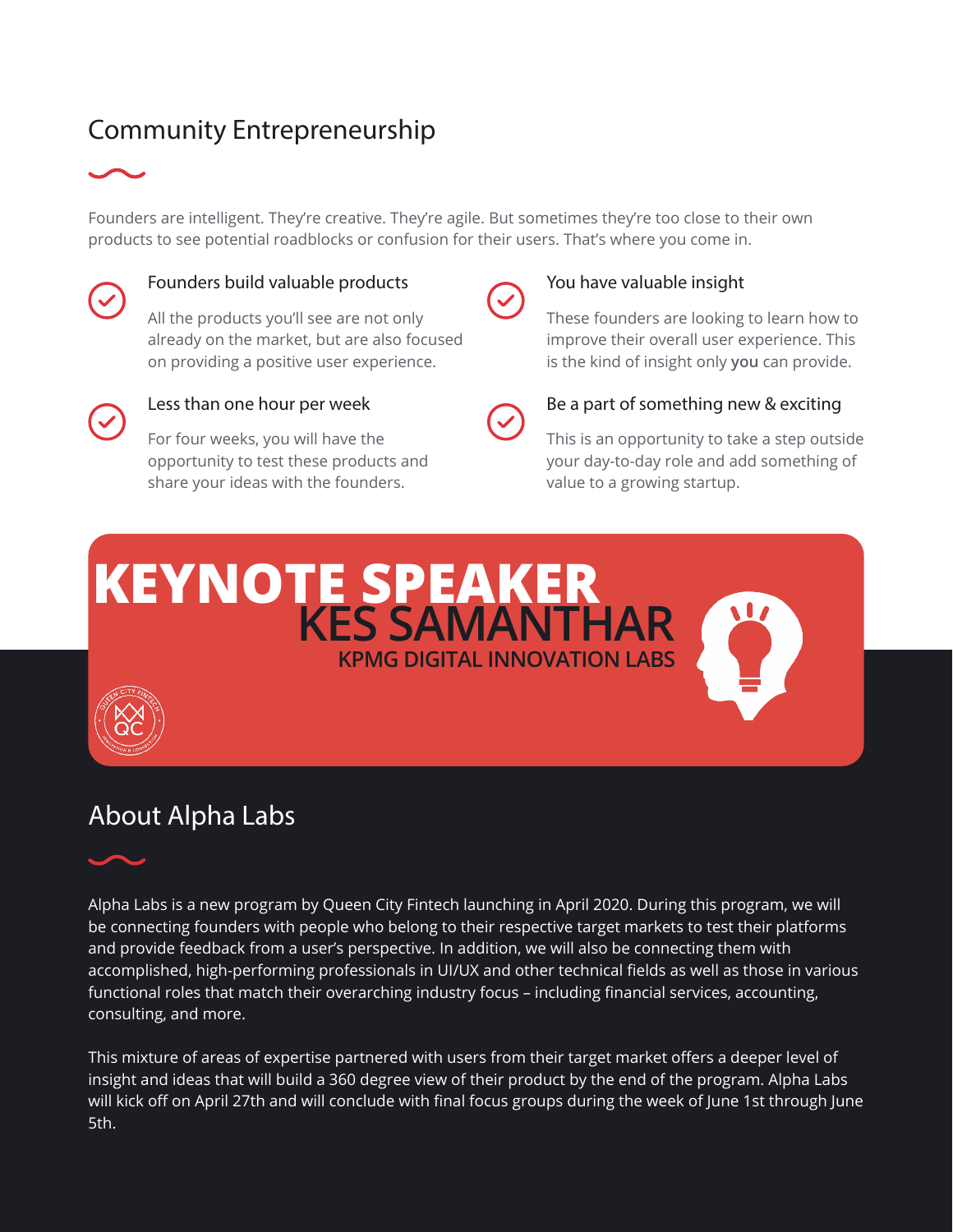## Community Entrepreneurship

Founders are intelligent. They're creative. They're agile. But sometimes they're too close to their own products to see potential roadblocks or confusion for their users. That's where you come in.

### Founders build valuable products

All the products you'll see are not only already on the market, but are also focused on providing a positive user experience.

### Less than one hour per week

For four weeks, you will have the opportunity to test these products and share your ideas with the founders.

### You have valuable insight

These founders are looking to learn how to improve their overall user experience. This is the kind of insight only **you** can provide.

### Be a part of something new & exciting

This is an opportunity to take a step outside your day-to-day role and add something of value to a growing startup.

# KEYNOTE SPEAKER

## KES SAMANTHAR

**KPMG DIGITAL INNOVATION LABS**

## About Alpha Labs

Alpha Labs is a new program by Queen City Fintech launching in April 2020. During this program, we will be connecting founders with people who belong to their respective target markets to test their platforms and provide feedback from a user's perspective. In addition, we will also be connecting them with accomplished, high-performing professionals in UI/UX and other technical fields as well as those in various functional roles that match their overarching industry focus – including financial services, accounting, consulting, and more.

This mixture of areas of expertise partnered with users from their target market offers a deeper level of insight and ideas that will build a 360 degree view of their product by the end of the program. Alpha Labs will kick off on April 27th and will conclude with final focus groups during the week of June 1st through June 5th.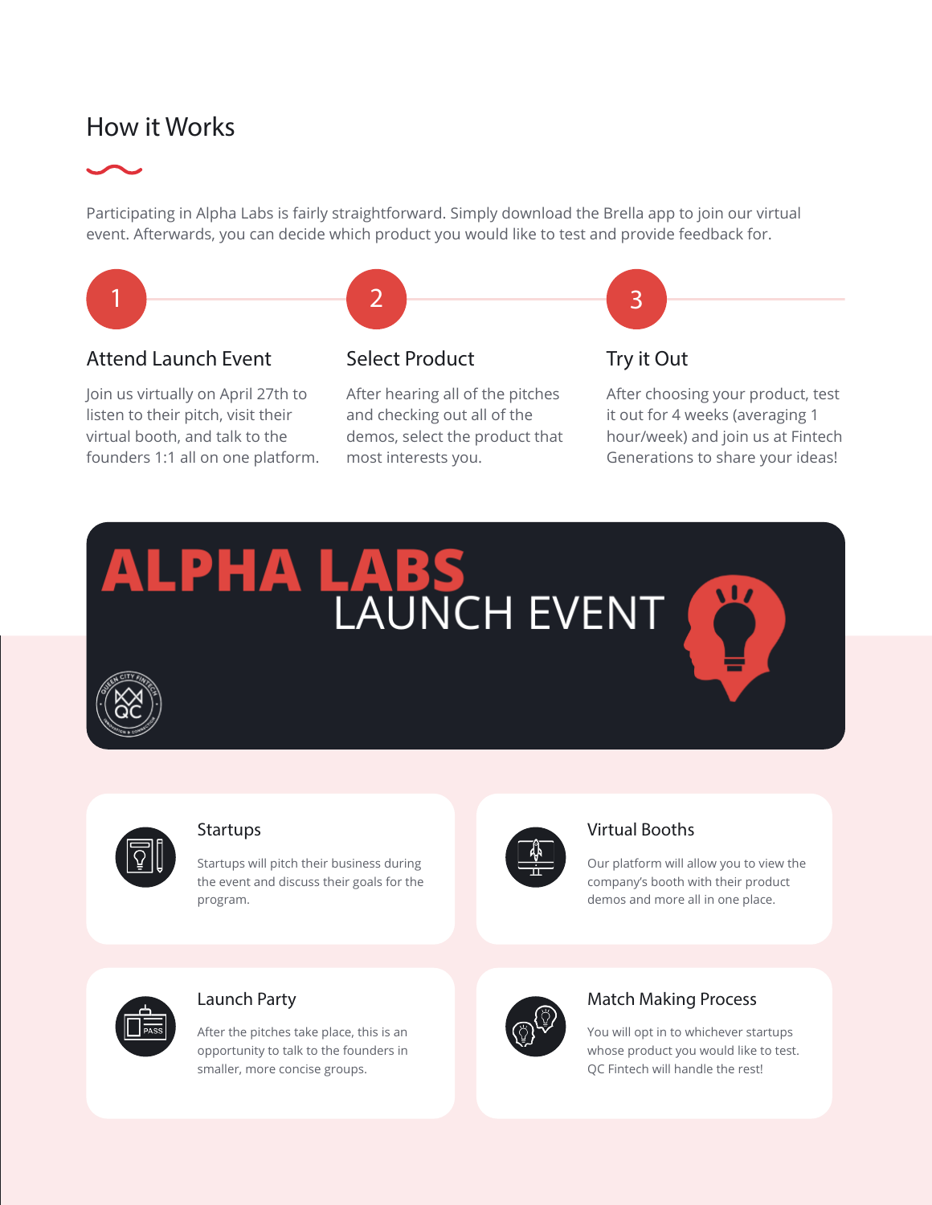## How it Works

Participating in Alpha Labs is fairly straightforward. Simply download the Brella app to join our virtual event. Afterwards, you can decide which product you would like to test and provide feedback for.

### 1 Attend Launch Event

Join us virtually on April 27th to listen to their pitch, visit their virtual booth, and talk to the founders 1:1 all on one platform.

### 2 Select Product

After hearing all of the pitches and checking out all of the demos, select the product that most interests you.

### 3 Try it Out

After choosing your product, test it out for 4 weeks (averaging 1 hour/week) and join us at Fintech Generations to share your ideas!

# ALPHA LABS LAUNCH EVENT

QUEEN CITY FINTECH QC

### Startups

Startups will pitch their business during the event and discuss their goals for the program.

### Virtual Booths

Our platform will allow you to view the company's booth with their product demos and more all in one place.

### Launch Party

After the pitches take place, this is an opportunity to talk to the founders in smaller, more concise groups.

### Match Making Process

You will opt in to whichever startups whose product you would like to test. QC Fintech will handle the rest!